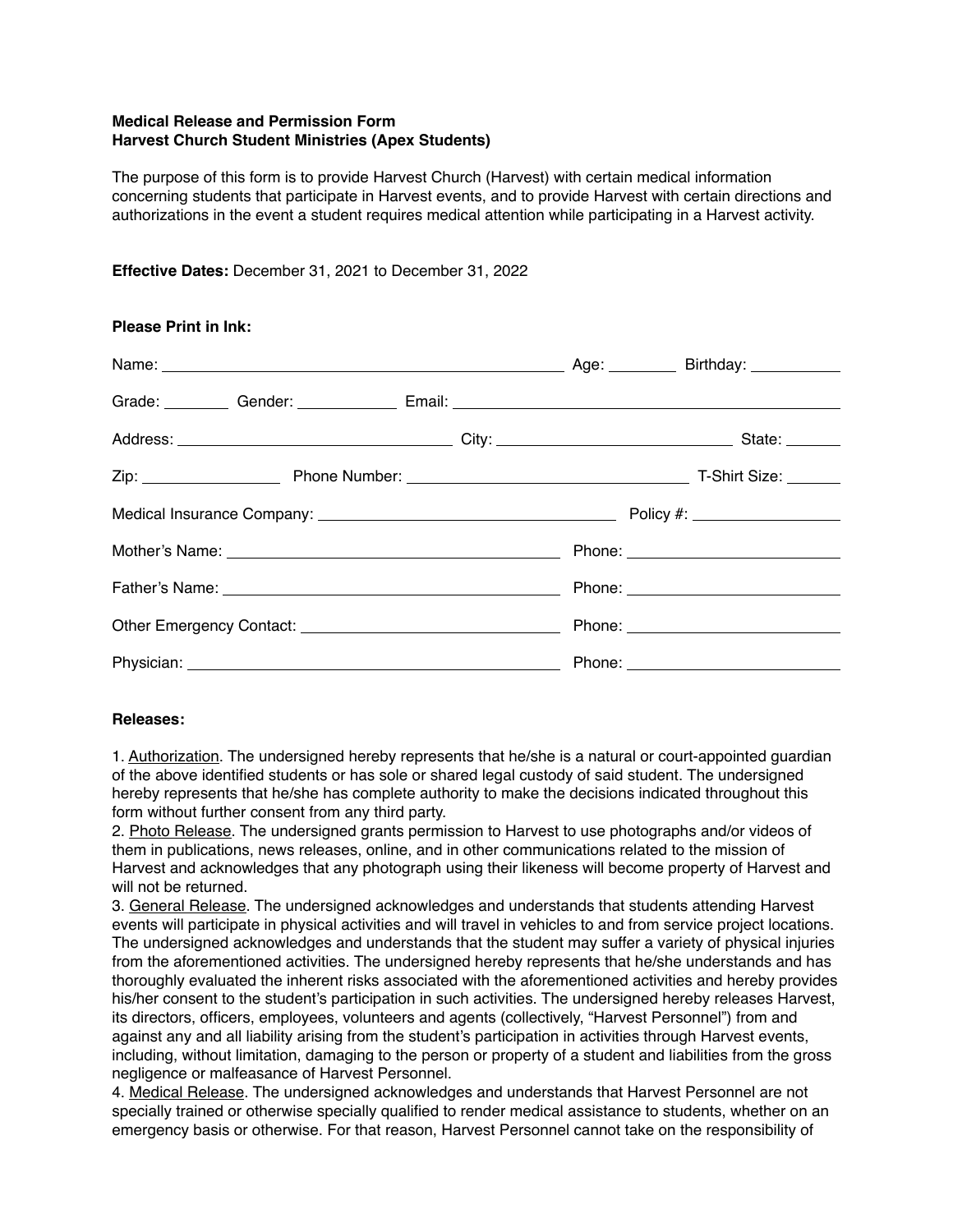**Medical Release and Permission Form**
**Harvest Church Student Ministries (Apex Students)**

The purpose of this form is to provide Harvest Church (Harvest) with certain medical information concerning students that participate in Harvest events, and to provide Harvest with certain directions and authorizations in the event a student requires medical attention while participating in a Harvest activity.

**Effective Dates:** December 31, 2021 to December 31, 2022

**Please Print in Ink:**

Name: ______________________________ Age: ________ Birthday: ___________

Grade: ________ Gender: ____________ Email: ______________________________

Address: ______________________________ City: ______________________________ State: _______

Zip: ________________ Phone Number: ______________________________ T-Shirt Size: _______

Medical Insurance Company: ______________________________ Policy #: _________________

Mother's Name: ______________________________ Phone: ________________________

Father's Name: ______________________________ Phone: ________________________

Other Emergency Contact: ______________________________ Phone: ________________________

Physician: ______________________________ Phone: ________________________

**Releases:**

1. Authorization. The undersigned hereby represents that he/she is a natural or court-appointed guardian of the above identified students or has sole or shared legal custody of said student. The undersigned hereby represents that he/she has complete authority to make the decisions indicated throughout this form without further consent from any third party.
2. Photo Release. The undersigned grants permission to Harvest to use photographs and/or videos of them in publications, news releases, online, and in other communications related to the mission of Harvest and acknowledges that any photograph using their likeness will become property of Harvest and will not be returned.
3. General Release. The undersigned acknowledges and understands that students attending Harvest events will participate in physical activities and will travel in vehicles to and from service project locations. The undersigned acknowledges and understands that the student may suffer a variety of physical injuries from the aforementioned activities. The undersigned hereby represents that he/she understands and has thoroughly evaluated the inherent risks associated with the aforementioned activities and hereby provides his/her consent to the student's participation in such activities. The undersigned hereby releases Harvest, its directors, officers, employees, volunteers and agents (collectively, "Harvest Personnel") from and against any and all liability arising from the student's participation in activities through Harvest events, including, without limitation, damaging to the person or property of a student and liabilities from the gross negligence or malfeasance of Harvest Personnel.
4. Medical Release. The undersigned acknowledges and understands that Harvest Personnel are not specially trained or otherwise specially qualified to render medical assistance to students, whether on an emergency basis or otherwise. For that reason, Harvest Personnel cannot take on the responsibility of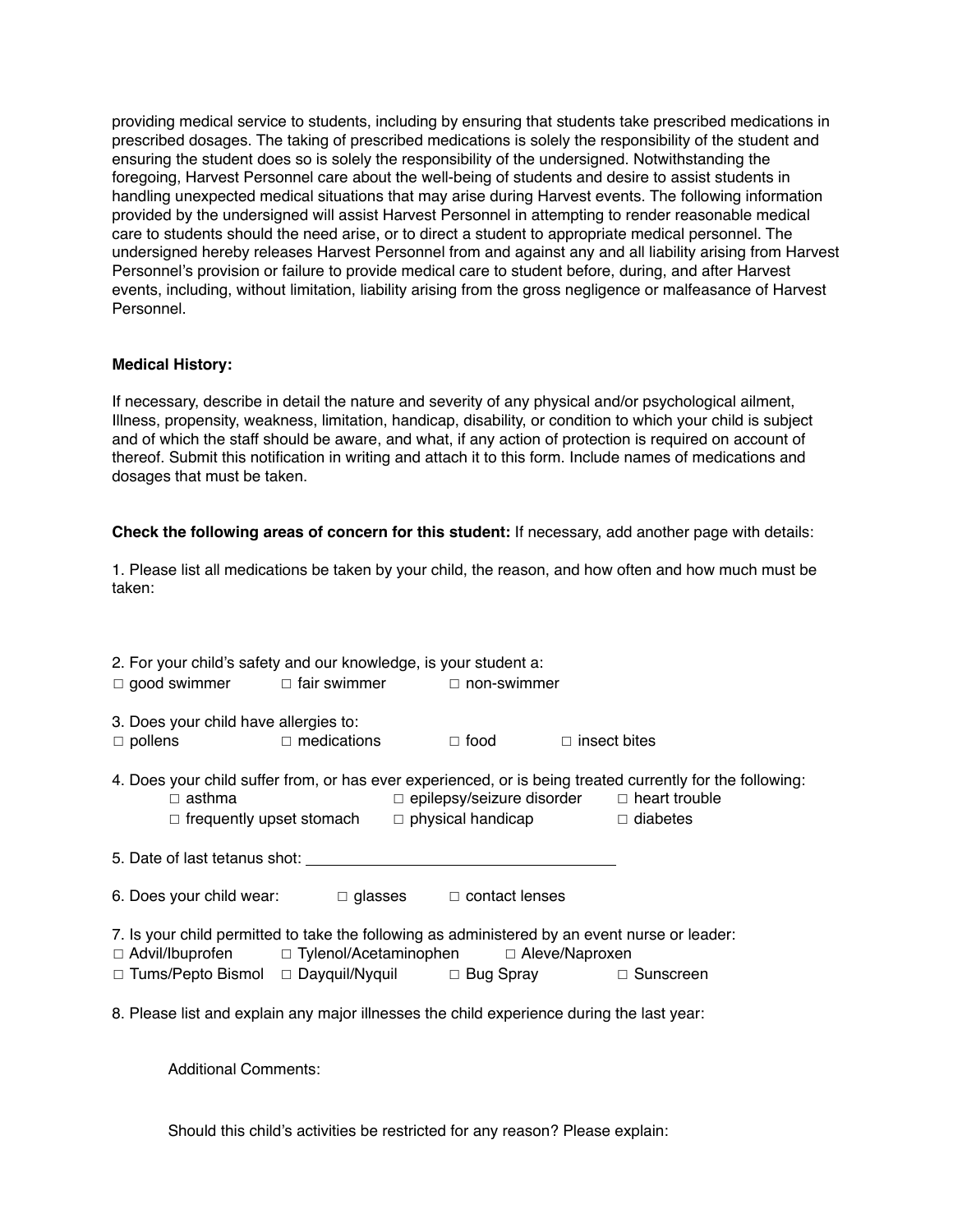providing medical service to students, including by ensuring that students take prescribed medications in prescribed dosages. The taking of prescribed medications is solely the responsibility of the student and ensuring the student does so is solely the responsibility of the undersigned. Notwithstanding the foregoing, Harvest Personnel care about the well-being of students and desire to assist students in handling unexpected medical situations that may arise during Harvest events. The following information provided by the undersigned will assist Harvest Personnel in attempting to render reasonable medical care to students should the need arise, or to direct a student to appropriate medical personnel. The undersigned hereby releases Harvest Personnel from and against any and all liability arising from Harvest Personnel's provision or failure to provide medical care to student before, during, and after Harvest events, including, without limitation, liability arising from the gross negligence or malfeasance of Harvest Personnel.

**Medical History:**

If necessary, describe in detail the nature and severity of any physical and/or psychological ailment, Illness, propensity, weakness, limitation, handicap, disability, or condition to which your child is subject and of which the staff should be aware, and what, if any action of protection is required on account of thereof. Submit this notification in writing and attach it to this form. Include names of medications and dosages that must be taken.

**Check the following areas of concern for this student:** If necessary, add another page with details:

1. Please list all medications be taken by your child, the reason, and how often and how much must be taken:

2. For your child's safety and our knowledge, is your student a:

□ good swimmer  □ fair swimmer  □ non-swimmer

3. Does your child have allergies to:

□ pollens  □ medications  □ food  □ insect bites

4. Does your child suffer from, or has ever experienced, or is being treated currently for the following:

□ asthma  □ epilepsy/seizure disorder  □ heart trouble

□ frequently upset stomach  □ physical handicap  □ diabetes

5. Date of last tetanus shot: ____________________________________

6. Does your child wear:  □ glasses  □ contact lenses

7. Is your child permitted to take the following as administered by an event nurse or leader:

□ Advil/Ibuprofen  □ Tylenol/Acetaminophen  □ Aleve/Naproxen

□ Tums/Pepto Bismol  □ Dayquil/Nyquil  □ Bug Spray  □ Sunscreen

8. Please list and explain any major illnesses the child experience during the last year:

Additional Comments:

Should this child's activities be restricted for any reason? Please explain: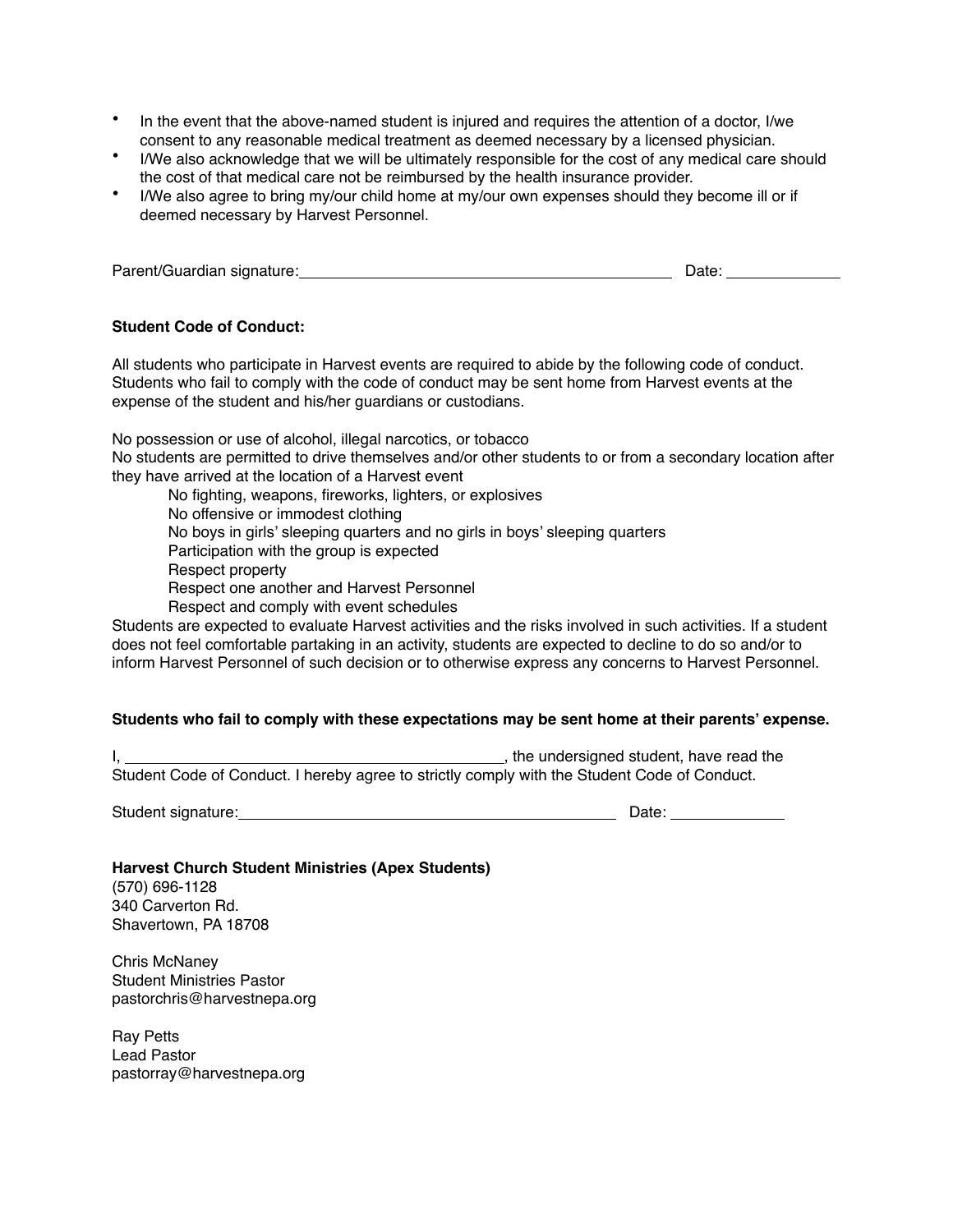- In the event that the above-named student is injured and requires the attention of a doctor, I/we consent to any reasonable medical treatment as deemed necessary by a licensed physician.
- I/We also acknowledge that we will be ultimately responsible for the cost of any medical care should the cost of that medical care not be reimbursed by the health insurance provider.
- I/We also agree to bring my/our child home at my/our own expenses should they become ill or if deemed necessary by Harvest Personnel.

Parent/Guardian signature:\_\_\_\_\_\_\_\_\_\_\_\_\_\_\_\_\_\_\_\_\_\_\_\_\_\_\_\_\_\_\_\_\_\_\_\_\_\_\_\_ Date: \_\_\_\_\_\_\_\_\_\_\_\_

**Student Code of Conduct:**

All students who participate in Harvest events are required to abide by the following code of conduct. Students who fail to comply with the code of conduct may be sent home from Harvest events at the expense of the student and his/her guardians or custodians.

No possession or use of alcohol, illegal narcotics, or tobacco
No students are permitted to drive themselves and/or other students to or from a secondary location after they have arrived at the location of a Harvest event

- No fighting, weapons, fireworks, lighters, or explosives
- No offensive or immodest clothing
- No boys in girls' sleeping quarters and no girls in boys' sleeping quarters
- Participation with the group is expected
- Respect property
- Respect one another and Harvest Personnel
- Respect and comply with event schedules

Students are expected to evaluate Harvest activities and the risks involved in such activities. If a student does not feel comfortable partaking in an activity, students are expected to decline to do so and/or to inform Harvest Personnel of such decision or to otherwise express any concerns to Harvest Personnel.

**Students who fail to comply with these expectations may be sent home at their parents' expense.**

I, \_\_\_\_\_\_\_\_\_\_\_\_\_\_\_\_\_\_\_\_\_\_\_\_\_\_\_\_\_\_\_\_\_\_\_\_\_\_\_\_, the undersigned student, have read the Student Code of Conduct. I hereby agree to strictly comply with the Student Code of Conduct.

Student signature:\_\_\_\_\_\_\_\_\_\_\_\_\_\_\_\_\_\_\_\_\_\_\_\_\_\_\_\_\_\_\_\_\_\_\_\_\_\_\_\_ Date: \_\_\_\_\_\_\_\_\_\_\_\_

**Harvest Church Student Ministries (Apex Students)**
(570) 696-1128
340 Carverton Rd.
Shavertown, PA 18708

Chris McNaney
Student Ministries Pastor
pastorchris@harvestnepa.org

Ray Petts
Lead Pastor
pastorray@harvestnepa.org